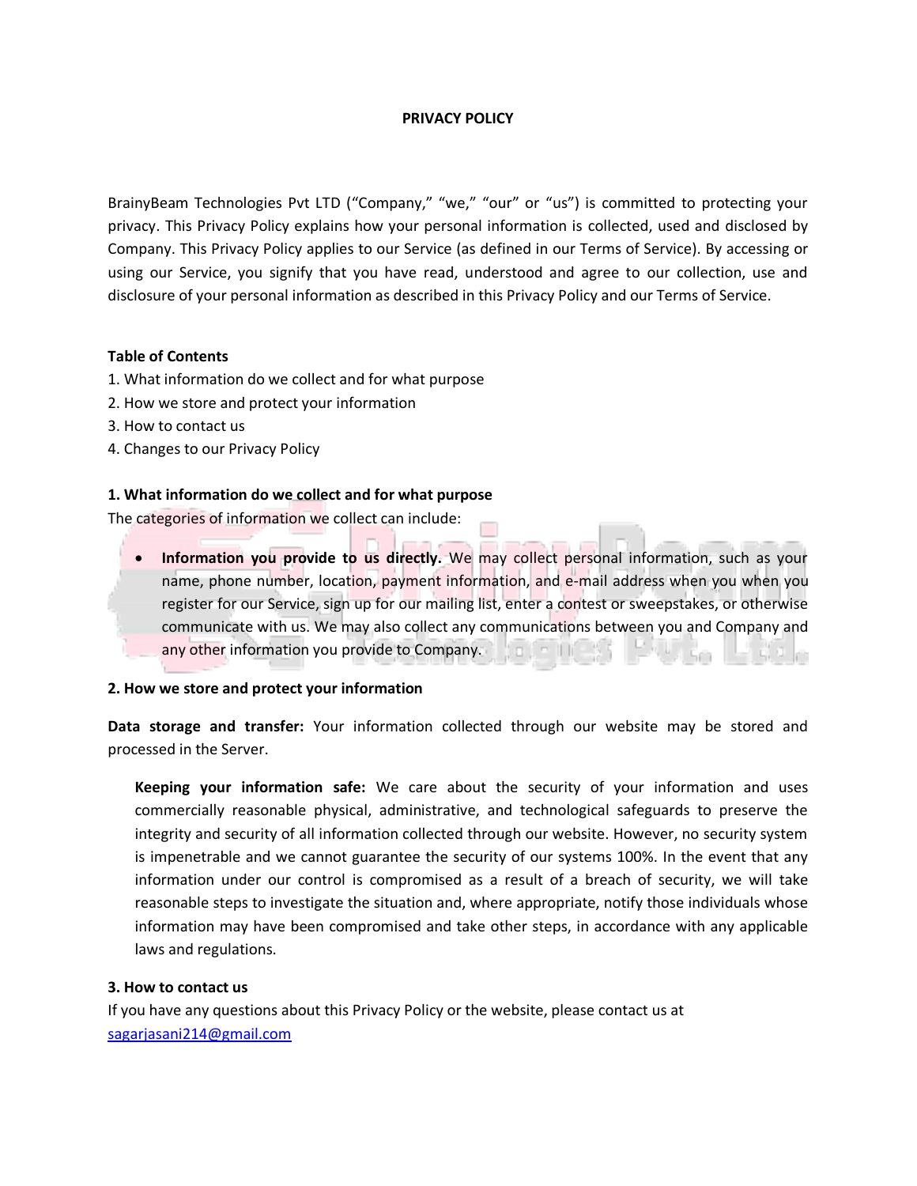# PRIVACY POLICY

BrainyBeam Technologies Pvt LTD ("Company," "we," "our" or "us") is committed to protecting your privacy. This Privacy Policy explains how your personal information is collected, used and disclosed by Company. This Privacy Policy applies to our Service (as defined in our Terms of Service). By accessing or using our Service, you signify that you have read, understood and agree to our collection, use and disclosure of your personal information as described in this Privacy Policy and our Terms of Service.

**Table of Contents**

1. What information do we collect and for what purpose
2. How we store and protect your information
3. How to contact us
4. Changes to our Privacy Policy

## 1. What information do we collect and for what purpose

The categories of information we collect can include:

- **Information you provide to us directly.** We may collect personal information, such as your name, phone number, location, payment information, and e-mail address when you when you register for our Service, sign up for our mailing list, enter a contest or sweepstakes, or otherwise communicate with us. We may also collect any communications between you and Company and any other information you provide to Company.

## 2. How we store and protect your information

**Data storage and transfer:** Your information collected through our website may be stored and processed in the Server.

**Keeping your information safe:** We care about the security of your information and uses commercially reasonable physical, administrative, and technological safeguards to preserve the integrity and security of all information collected through our website. However, no security system is impenetrable and we cannot guarantee the security of our systems 100%. In the event that any information under our control is compromised as a result of a breach of security, we will take reasonable steps to investigate the situation and, where appropriate, notify those individuals whose information may have been compromised and take other steps, in accordance with any applicable laws and regulations.

## 3. How to contact us

If you have any questions about this Privacy Policy or the website, please contact us at sagarjasani214@gmail.com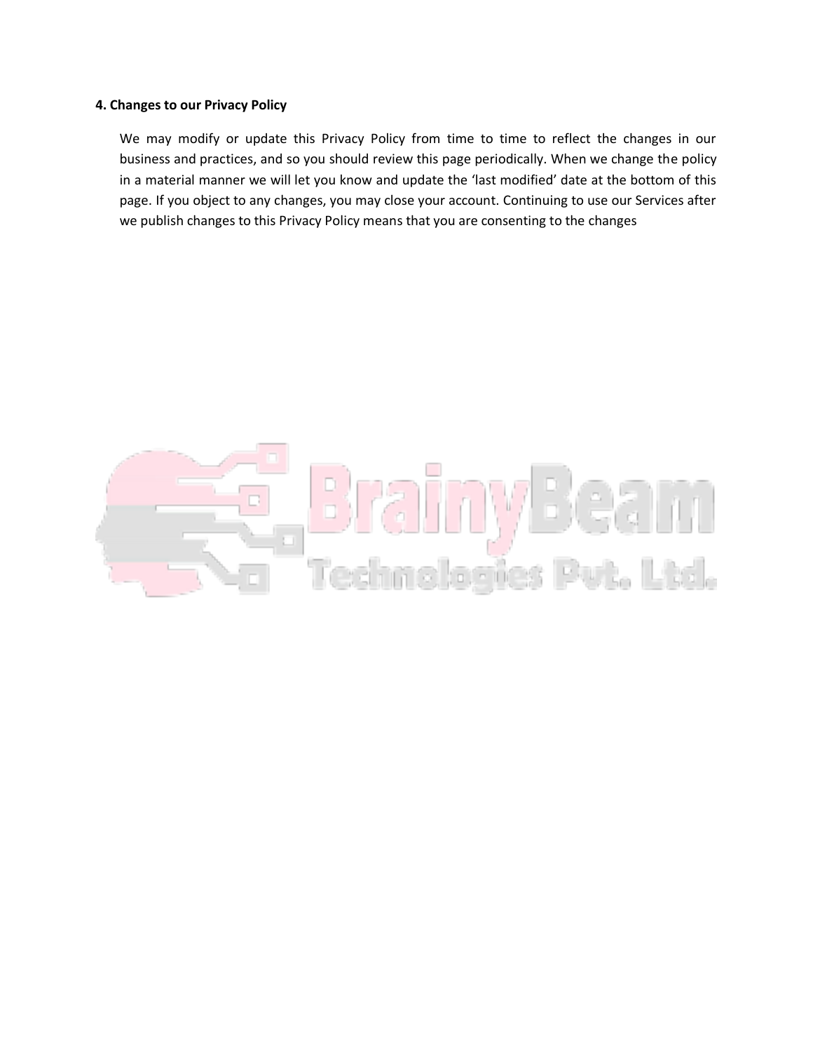**4. Changes to our Privacy Policy**

We may modify or update this Privacy Policy from time to time to reflect the changes in our business and practices, and so you should review this page periodically. When we change the policy in a material manner we will let you know and update the 'last modified' date at the bottom of this page. If you object to any changes, you may close your account. Continuing to use our Services after we publish changes to this Privacy Policy means that you are consenting to the changes